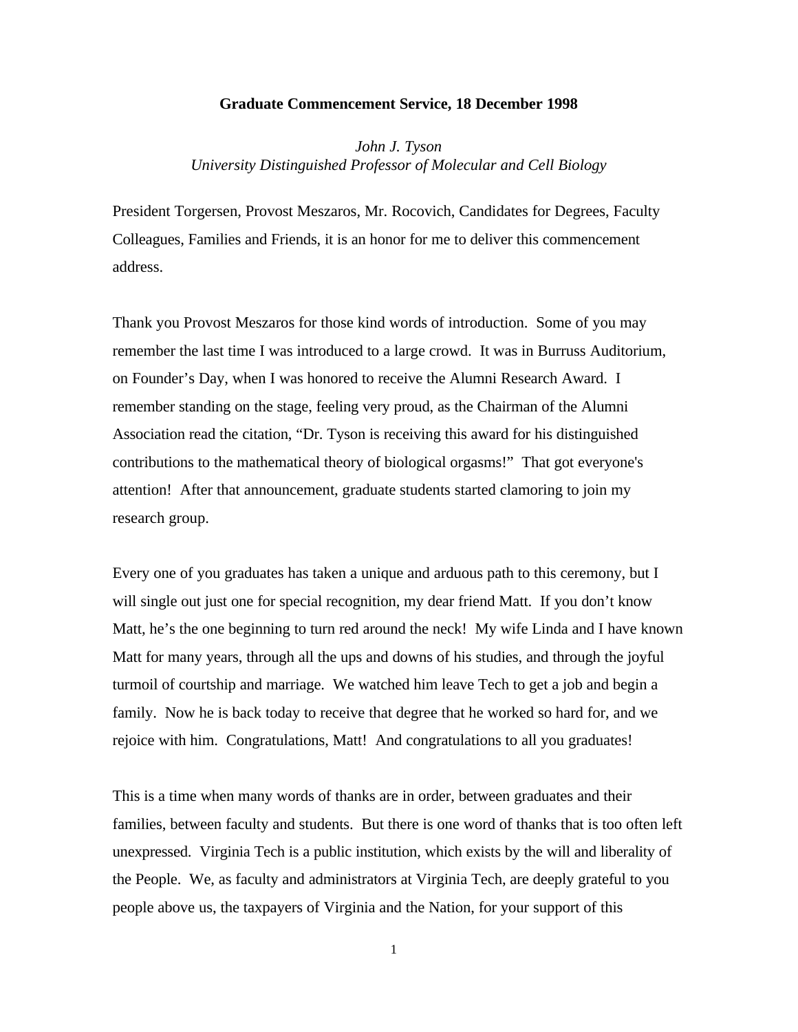**Graduate Commencement Service, 18 December 1998**

*John J. Tyson*
*University Distinguished Professor of Molecular and Cell Biology*

President Torgersen, Provost Meszaros, Mr. Rocovich, Candidates for Degrees, Faculty Colleagues, Families and Friends, it is an honor for me to deliver this commencement address.

Thank you Provost Meszaros for those kind words of introduction. Some of you may remember the last time I was introduced to a large crowd. It was in Burruss Auditorium, on Founder's Day, when I was honored to receive the Alumni Research Award. I remember standing on the stage, feeling very proud, as the Chairman of the Alumni Association read the citation, "Dr. Tyson is receiving this award for his distinguished contributions to the mathematical theory of biological orgasms!" That got everyone's attention! After that announcement, graduate students started clamoring to join my research group.

Every one of you graduates has taken a unique and arduous path to this ceremony, but I will single out just one for special recognition, my dear friend Matt. If you don't know Matt, he's the one beginning to turn red around the neck! My wife Linda and I have known Matt for many years, through all the ups and downs of his studies, and through the joyful turmoil of courtship and marriage. We watched him leave Tech to get a job and begin a family. Now he is back today to receive that degree that he worked so hard for, and we rejoice with him. Congratulations, Matt! And congratulations to all you graduates!

This is a time when many words of thanks are in order, between graduates and their families, between faculty and students. But there is one word of thanks that is too often left unexpressed. Virginia Tech is a public institution, which exists by the will and liberality of the People. We, as faculty and administrators at Virginia Tech, are deeply grateful to you people above us, the taxpayers of Virginia and the Nation, for your support of this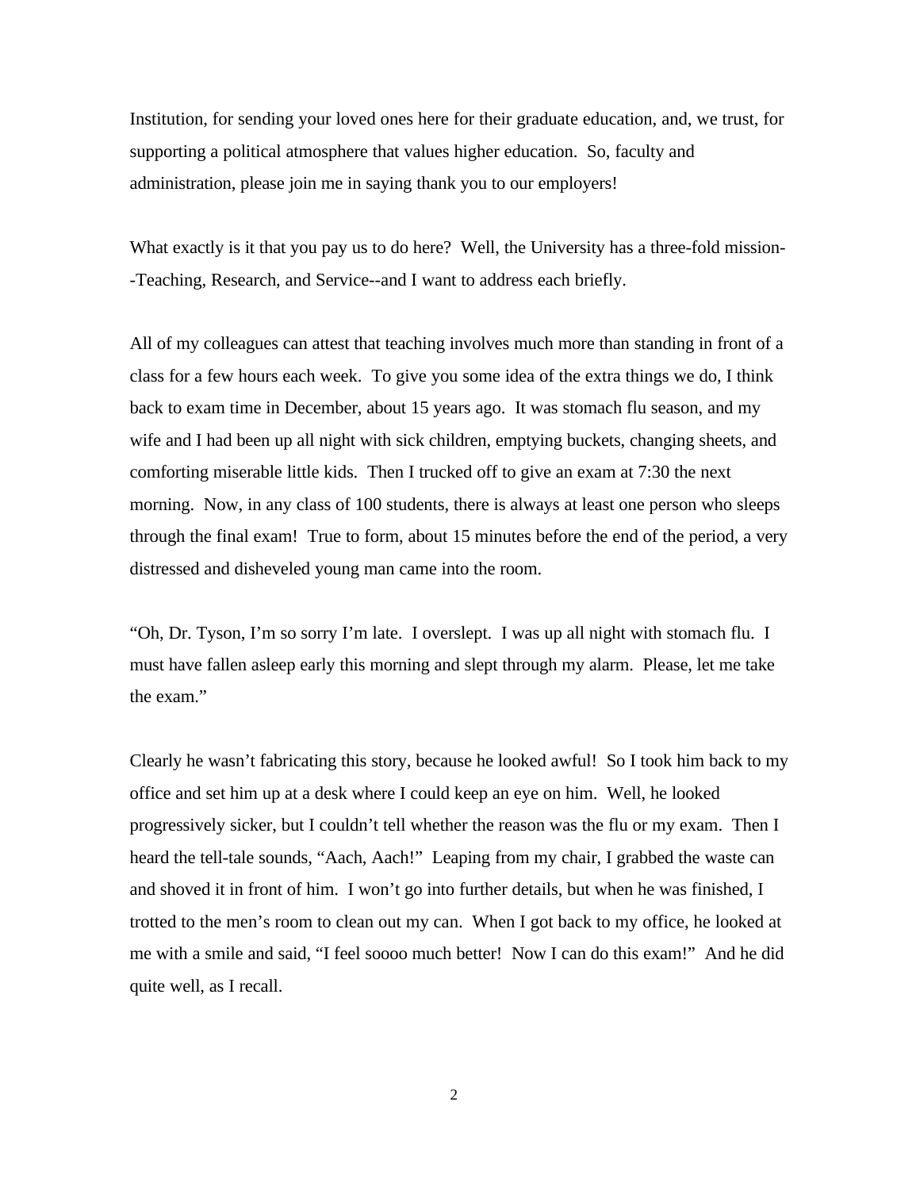Institution, for sending your loved ones here for their graduate education, and, we trust, for supporting a political atmosphere that values higher education. So, faculty and administration, please join me in saying thank you to our employers!

What exactly is it that you pay us to do here? Well, the University has a three-fold mission--Teaching, Research, and Service--and I want to address each briefly.

All of my colleagues can attest that teaching involves much more than standing in front of a class for a few hours each week. To give you some idea of the extra things we do, I think back to exam time in December, about 15 years ago. It was stomach flu season, and my wife and I had been up all night with sick children, emptying buckets, changing sheets, and comforting miserable little kids. Then I trucked off to give an exam at 7:30 the next morning. Now, in any class of 100 students, there is always at least one person who sleeps through the final exam! True to form, about 15 minutes before the end of the period, a very distressed and disheveled young man came into the room.

"Oh, Dr. Tyson, I'm so sorry I'm late. I overslept. I was up all night with stomach flu. I must have fallen asleep early this morning and slept through my alarm. Please, let me take the exam."

Clearly he wasn't fabricating this story, because he looked awful! So I took him back to my office and set him up at a desk where I could keep an eye on him. Well, he looked progressively sicker, but I couldn't tell whether the reason was the flu or my exam. Then I heard the tell-tale sounds, "Aach, Aach!" Leaping from my chair, I grabbed the waste can and shoved it in front of him. I won't go into further details, but when he was finished, I trotted to the men's room to clean out my can. When I got back to my office, he looked at me with a smile and said, "I feel soooo much better! Now I can do this exam!" And he did quite well, as I recall.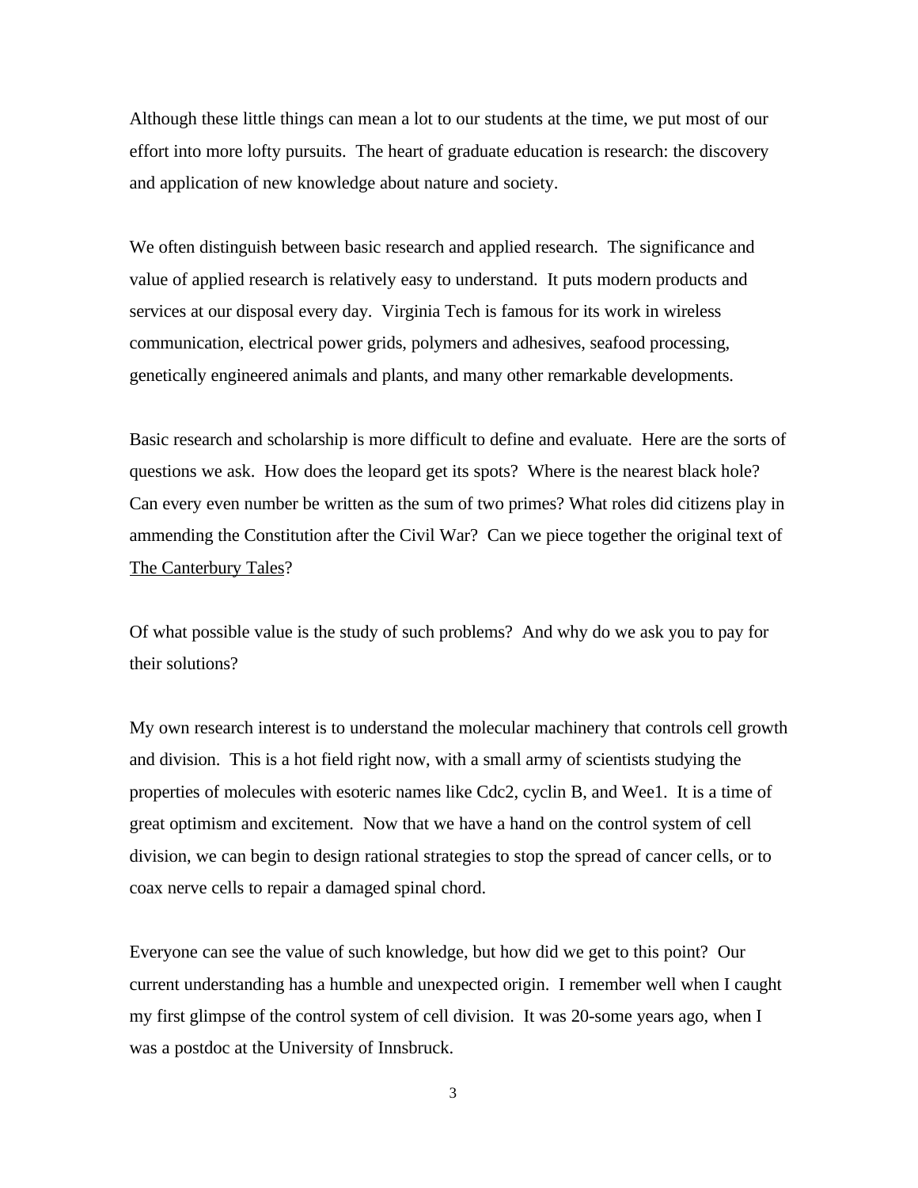Although these little things can mean a lot to our students at the time, we put most of our effort into more lofty pursuits. The heart of graduate education is research: the discovery and application of new knowledge about nature and society.

We often distinguish between basic research and applied research. The significance and value of applied research is relatively easy to understand. It puts modern products and services at our disposal every day. Virginia Tech is famous for its work in wireless communication, electrical power grids, polymers and adhesives, seafood processing, genetically engineered animals and plants, and many other remarkable developments.

Basic research and scholarship is more difficult to define and evaluate. Here are the sorts of questions we ask. How does the leopard get its spots? Where is the nearest black hole? Can every even number be written as the sum of two primes? What roles did citizens play in ammending the Constitution after the Civil War? Can we piece together the original text of The Canterbury Tales?

Of what possible value is the study of such problems? And why do we ask you to pay for their solutions?

My own research interest is to understand the molecular machinery that controls cell growth and division. This is a hot field right now, with a small army of scientists studying the properties of molecules with esoteric names like Cdc2, cyclin B, and Wee1. It is a time of great optimism and excitement. Now that we have a hand on the control system of cell division, we can begin to design rational strategies to stop the spread of cancer cells, or to coax nerve cells to repair a damaged spinal chord.

Everyone can see the value of such knowledge, but how did we get to this point? Our current understanding has a humble and unexpected origin. I remember well when I caught my first glimpse of the control system of cell division. It was 20-some years ago, when I was a postdoc at the University of Innsbruck.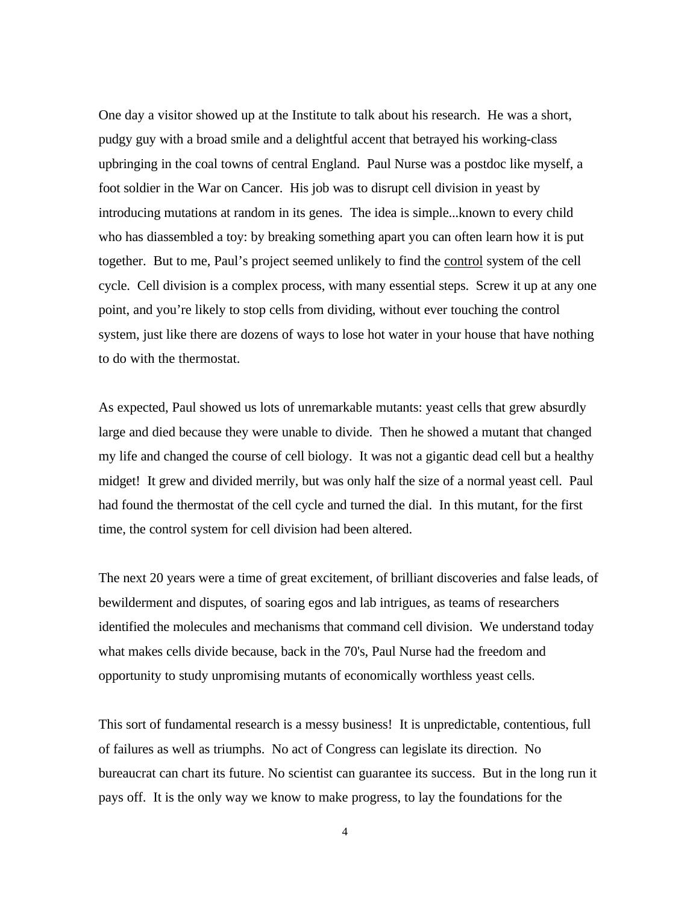One day a visitor showed up at the Institute to talk about his research. He was a short, pudgy guy with a broad smile and a delightful accent that betrayed his working-class upbringing in the coal towns of central England. Paul Nurse was a postdoc like myself, a foot soldier in the War on Cancer. His job was to disrupt cell division in yeast by introducing mutations at random in its genes. The idea is simple...known to every child who has diassembled a toy: by breaking something apart you can often learn how it is put together. But to me, Paul's project seemed unlikely to find the <u>control</u> system of the cell cycle. Cell division is a complex process, with many essential steps. Screw it up at any one point, and you're likely to stop cells from dividing, without ever touching the control system, just like there are dozens of ways to lose hot water in your house that have nothing to do with the thermostat.

As expected, Paul showed us lots of unremarkable mutants: yeast cells that grew absurdly large and died because they were unable to divide. Then he showed a mutant that changed my life and changed the course of cell biology. It was not a gigantic dead cell but a healthy midget! It grew and divided merrily, but was only half the size of a normal yeast cell. Paul had found the thermostat of the cell cycle and turned the dial. In this mutant, for the first time, the control system for cell division had been altered.

The next 20 years were a time of great excitement, of brilliant discoveries and false leads, of bewilderment and disputes, of soaring egos and lab intrigues, as teams of researchers identified the molecules and mechanisms that command cell division. We understand today what makes cells divide because, back in the 70's, Paul Nurse had the freedom and opportunity to study unpromising mutants of economically worthless yeast cells.

This sort of fundamental research is a messy business! It is unpredictable, contentious, full of failures as well as triumphs. No act of Congress can legislate its direction. No bureaucrat can chart its future. No scientist can guarantee its success. But in the long run it pays off. It is the only way we know to make progress, to lay the foundations for the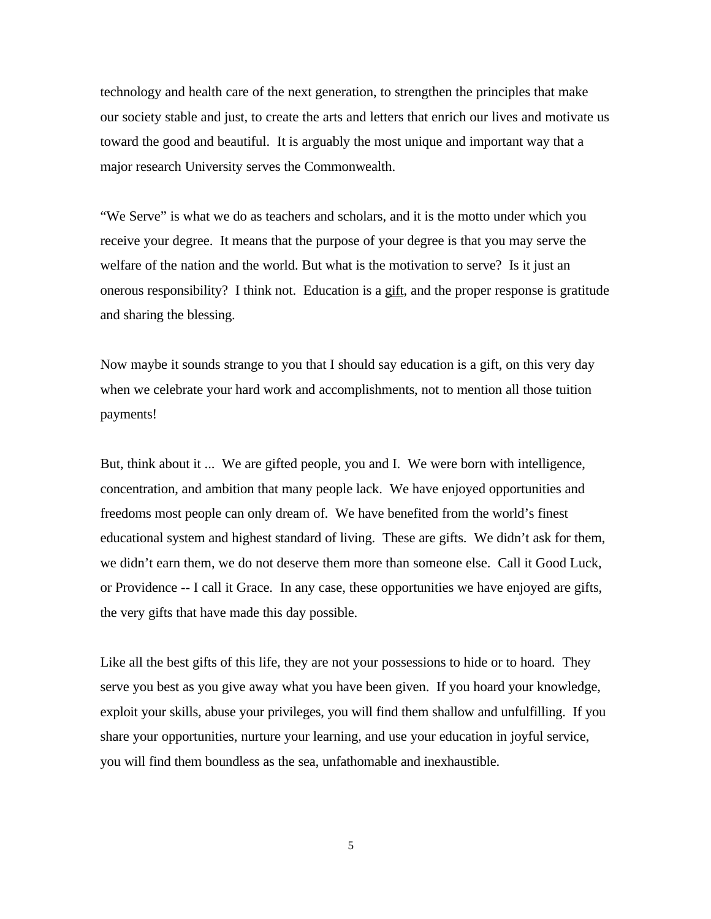technology and health care of the next generation, to strengthen the principles that make our society stable and just, to create the arts and letters that enrich our lives and motivate us toward the good and beautiful. It is arguably the most unique and important way that a major research University serves the Commonwealth.

"We Serve" is what we do as teachers and scholars, and it is the motto under which you receive your degree. It means that the purpose of your degree is that you may serve the welfare of the nation and the world. But what is the motivation to serve? Is it just an onerous responsibility? I think not. Education is a <u>gift</u>, and the proper response is gratitude and sharing the blessing.

Now maybe it sounds strange to you that I should say education is a gift, on this very day when we celebrate your hard work and accomplishments, not to mention all those tuition payments!

But, think about it ... We are gifted people, you and I. We were born with intelligence, concentration, and ambition that many people lack. We have enjoyed opportunities and freedoms most people can only dream of. We have benefited from the world's finest educational system and highest standard of living. These are gifts. We didn't ask for them, we didn't earn them, we do not deserve them more than someone else. Call it Good Luck, or Providence -- I call it Grace. In any case, these opportunities we have enjoyed are gifts, the very gifts that have made this day possible.

Like all the best gifts of this life, they are not your possessions to hide or to hoard. They serve you best as you give away what you have been given. If you hoard your knowledge, exploit your skills, abuse your privileges, you will find them shallow and unfulfilling. If you share your opportunities, nurture your learning, and use your education in joyful service, you will find them boundless as the sea, unfathomable and inexhaustible.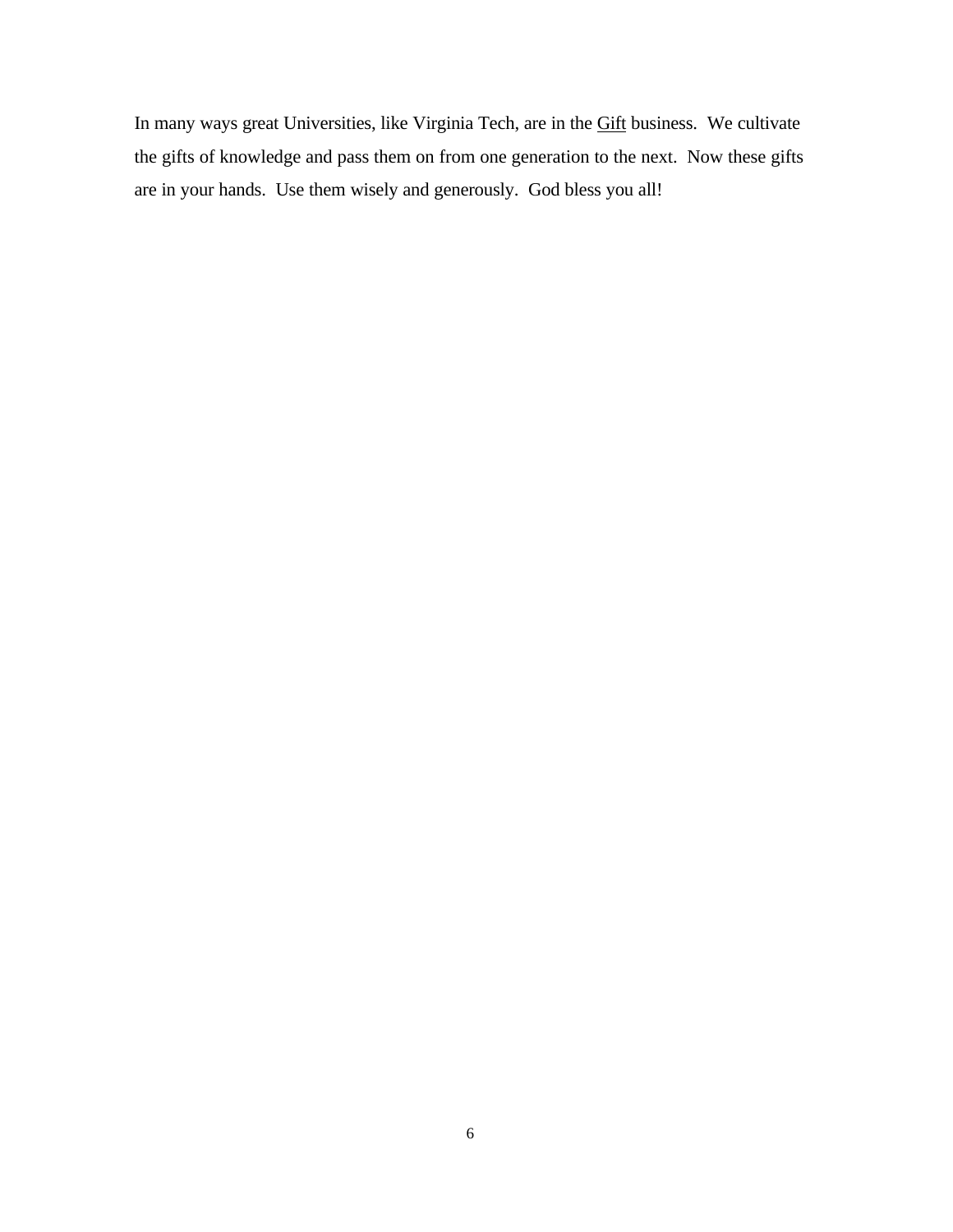In many ways great Universities, like Virginia Tech, are in the <u>Gift</u> business.  We cultivate the gifts of knowledge and pass them on from one generation to the next.  Now these gifts are in your hands.  Use them wisely and generously.  God bless you all!